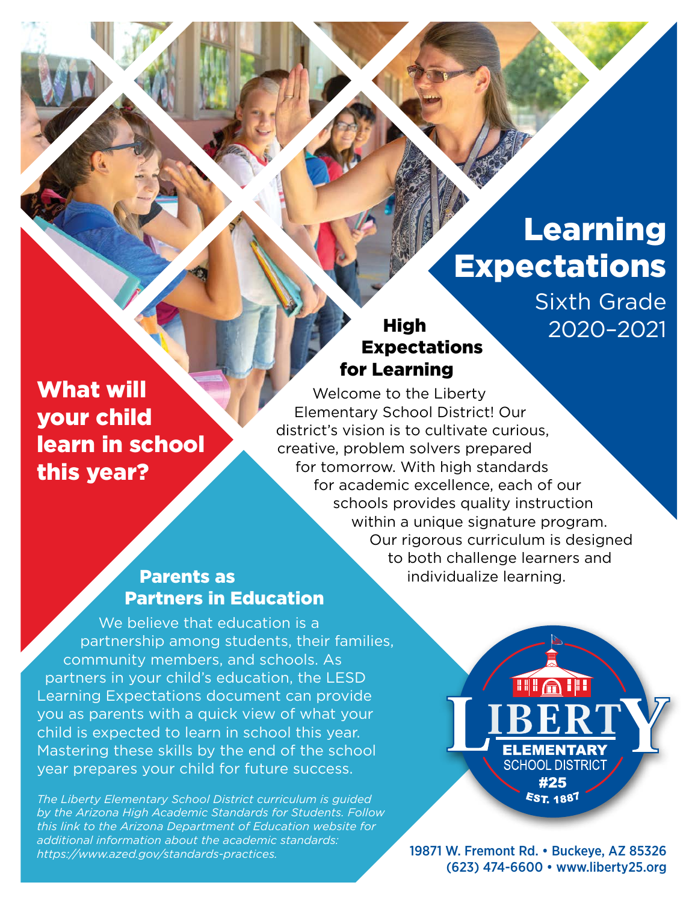# Learning Expectations

Sixth Grade

2020–2021

## What will your child learn in school this year?

## High Expectations for Learning

Welcome to the Liberty Elementary School District! Our district's vision is to cultivate curious, creative, problem solvers prepared for tomorrow. With high standards for academic excellence, each of our schools provides quality instruction within a unique signature program. Our rigorous curriculum is designed to both challenge learners and individualize learning.

## Parents as Partners in Education

We believe that education is a partnership among students, their families, community members, and schools. As partners in your child's education, the LESD Learning Expectations document can provide you as parents with a quick view of what your child is expected to learn in school this year. Mastering these skills by the end of the school year prepares your child for future success.

*The Liberty Elementary School District curriculum is guided by the Arizona High Academic Standards for Students. Follow this link to the Arizona Department of Education website for additional information about the academic standards: https://www.azed.gov/standards-practices.*

LIBERTY ELEMENTARY SCHOOL DISTRICT #25 EST. 1887

19871 W. Fremont Rd. • Buckeye, AZ 85326
(623) 474-6600 • www.liberty25.org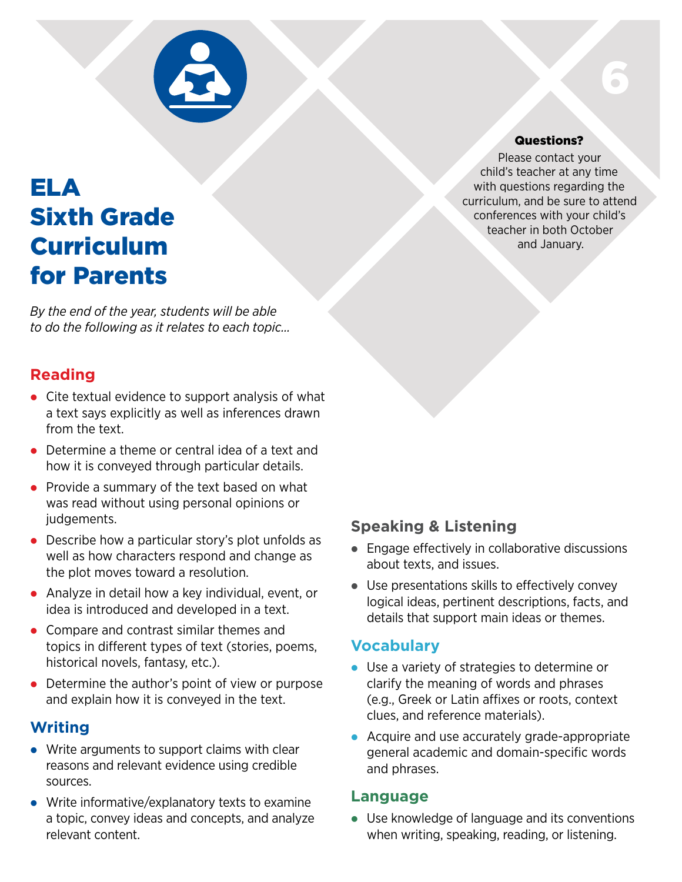# ELA Sixth Grade Curriculum for Parents

**Questions?**

Please contact your child's teacher at any time with questions regarding the curriculum, and be sure to attend conferences with your child's teacher in both October and January.

*By the end of the year, students will be able to do the following as it relates to each topic...*

## Reading

- Cite textual evidence to support analysis of what a text says explicitly as well as inferences drawn from the text.
- Determine a theme or central idea of a text and how it is conveyed through particular details.
- Provide a summary of the text based on what was read without using personal opinions or judgements.
- Describe how a particular story's plot unfolds as well as how characters respond and change as the plot moves toward a resolution.
- Analyze in detail how a key individual, event, or idea is introduced and developed in a text.
- Compare and contrast similar themes and topics in different types of text (stories, poems, historical novels, fantasy, etc.).
- Determine the author's point of view or purpose and explain how it is conveyed in the text.

## Writing

- Write arguments to support claims with clear reasons and relevant evidence using credible sources.
- Write informative/explanatory texts to examine a topic, convey ideas and concepts, and analyze relevant content.

## Speaking & Listening

- Engage effectively in collaborative discussions about texts, and issues.
- Use presentations skills to effectively convey logical ideas, pertinent descriptions, facts, and details that support main ideas or themes.

## Vocabulary

- Use a variety of strategies to determine or clarify the meaning of words and phrases (e.g., Greek or Latin affixes or roots, context clues, and reference materials).
- Acquire and use accurately grade-appropriate general academic and domain-specific words and phrases.

## Language

- Use knowledge of language and its conventions when writing, speaking, reading, or listening.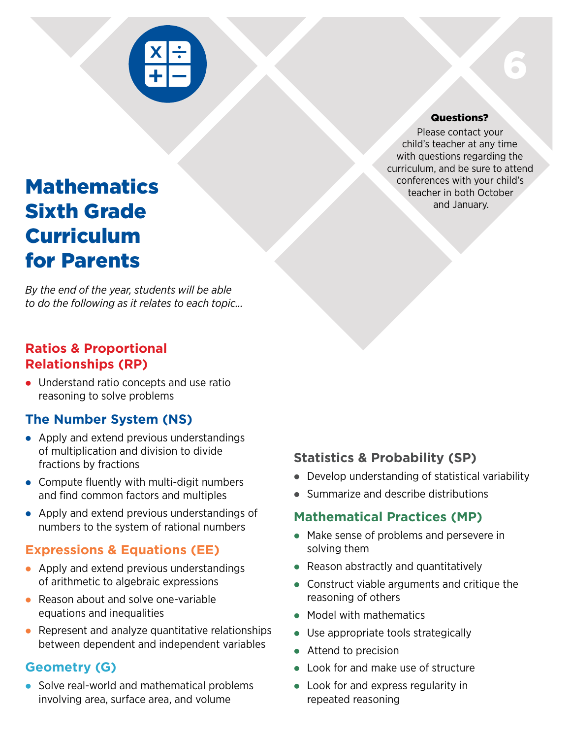6

**Questions?**

Please contact your child's teacher at any time with questions regarding the curriculum, and be sure to attend conferences with your child's teacher in both October and January.

# Mathematics Sixth Grade Curriculum for Parents

*By the end of the year, students will be able to do the following as it relates to each topic...*

## Ratios & Proportional Relationships (RP)

- Understand ratio concepts and use ratio reasoning to solve problems

## The Number System (NS)

- Apply and extend previous understandings of multiplication and division to divide fractions by fractions
- Compute fluently with multi-digit numbers and find common factors and multiples
- Apply and extend previous understandings of numbers to the system of rational numbers

## Expressions & Equations (EE)

- Apply and extend previous understandings of arithmetic to algebraic expressions
- Reason about and solve one-variable equations and inequalities
- Represent and analyze quantitative relationships between dependent and independent variables

## Geometry (G)

- Solve real-world and mathematical problems involving area, surface area, and volume

## Statistics & Probability (SP)

- Develop understanding of statistical variability
- Summarize and describe distributions

## Mathematical Practices (MP)

- Make sense of problems and persevere in solving them
- Reason abstractly and quantitatively
- Construct viable arguments and critique the reasoning of others
- Model with mathematics
- Use appropriate tools strategically
- Attend to precision
- Look for and make use of structure
- Look for and express regularity in repeated reasoning